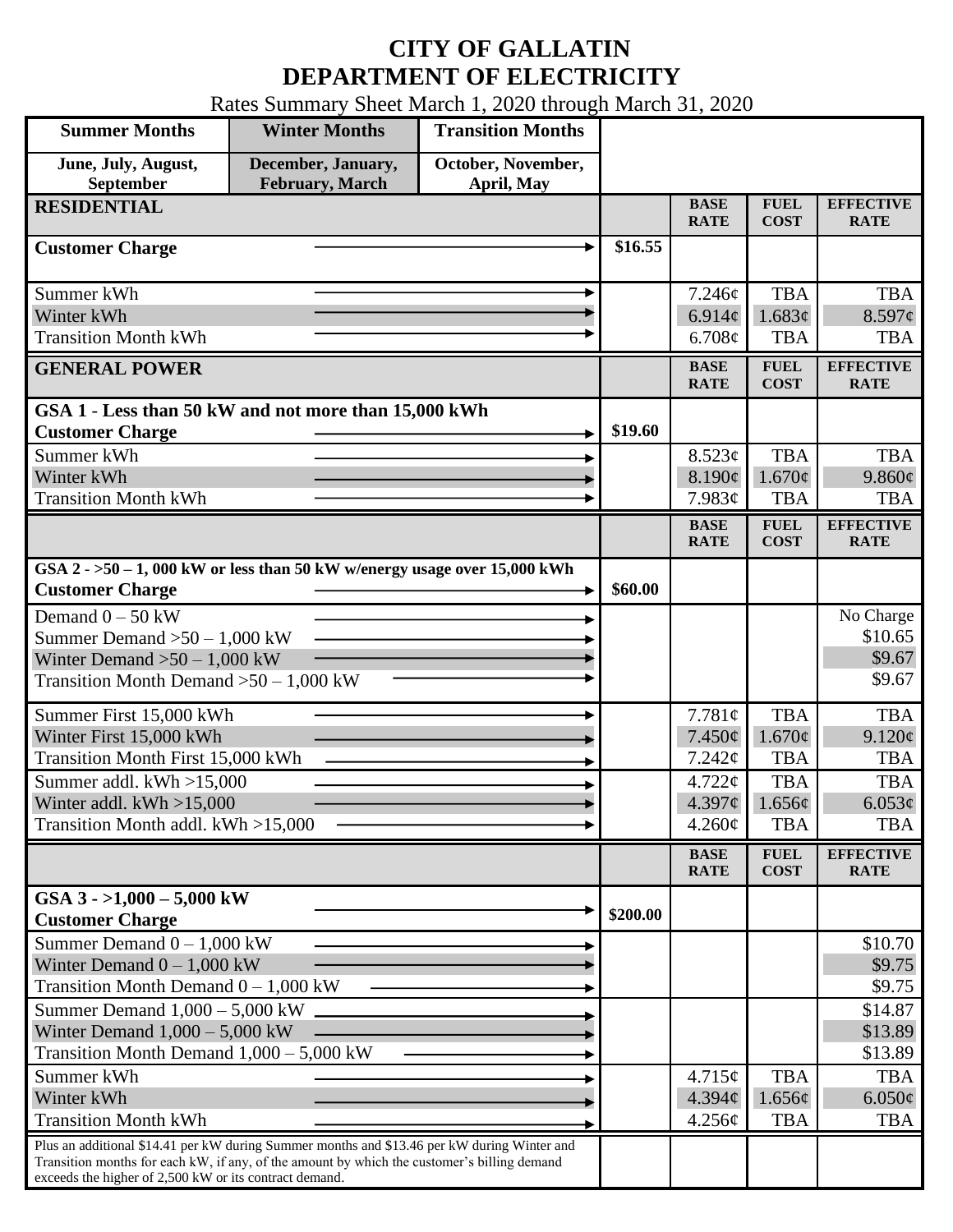# CITY OF GALLATIN
# DEPARTMENT OF ELECTRICITY

Rates Summary Sheet March 1, 2020 through March 31, 2020

| Summer Months | Winter Months | Transition Months |
|---|---|---|
| June, July, August, September | December, January, February, March | October, November, April, May |

| RESIDENTIAL | | BASE RATE | FUEL COST | EFFECTIVE RATE |
|---|---|---|---|---|
| **Customer Charge** | $16.55 | | | |
| Summer kWh | | 7.246¢ | TBA | TBA |
| Winter kWh | | 6.914¢ | 1.683¢ | 8.597¢ |
| Transition Month kWh | | 6.708¢ | TBA | TBA |

| GENERAL POWER | | BASE RATE | FUEL COST | EFFECTIVE RATE |
|---|---|---|---|---|
| **GSA 1 - Less than 50 kW and not more than 15,000 kWh** | | | | |
| **Customer Charge** | $19.60 | | | |
| Summer kWh | | 8.523¢ | TBA | TBA |
| Winter kWh | | 8.190¢ | 1.670¢ | 9.860¢ |
| Transition Month kWh | | 7.983¢ | TBA | TBA |

| | | BASE RATE | FUEL COST | EFFECTIVE RATE |
|---|---|---|---|---|
| **GSA 2 - >50 – 1, 000 kW or less than 50 kW w/energy usage over 15,000 kWh** | | | | |
| **Customer Charge** | $60.00 | | | |
| Demand 0 – 50 kW | | | | No Charge |
| Summer Demand >50 – 1,000 kW | | | | $10.65 |
| Winter Demand >50 – 1,000 kW | | | | $9.67 |
| Transition Month Demand >50 – 1,000 kW | | | | $9.67 |
| Summer First 15,000 kWh | | 7.781¢ | TBA | TBA |
| Winter First 15,000 kWh | | 7.450¢ | 1.670¢ | 9.120¢ |
| Transition Month First 15,000 kWh | | 7.242¢ | TBA | TBA |
| Summer addl. kWh >15,000 | | 4.722¢ | TBA | TBA |
| Winter addl. kWh >15,000 | | 4.397¢ | 1.656¢ | 6.053¢ |
| Transition Month addl. kWh >15,000 | | 4.260¢ | TBA | TBA |

| | | BASE RATE | FUEL COST | EFFECTIVE RATE |
|---|---|---|---|---|
| **GSA 3 - >1,000 – 5,000 kW** | | | | |
| **Customer Charge** | $200.00 | | | |
| Summer Demand 0 – 1,000 kW | | | | $10.70 |
| Winter Demand 0 – 1,000 kW | | | | $9.75 |
| Transition Month Demand 0 – 1,000 kW | | | | $9.75 |
| Summer Demand 1,000 – 5,000 kW | | | | $14.87 |
| Winter Demand 1,000 – 5,000 kW | | | | $13.89 |
| Transition Month Demand 1,000 – 5,000 kW | | | | $13.89 |
| Summer kWh | | 4.715¢ | TBA | TBA |
| Winter kWh | | 4.394¢ | 1.656¢ | 6.050¢ |
| Transition Month kWh | | 4.256¢ | TBA | TBA |
| Plus an additional $14.41 per kW during Summer months and $13.46 per kW during Winter and Transition months for each kW, if any, of the amount by which the customer's billing demand exceeds the higher of 2,500 kW or its contract demand. | | | | |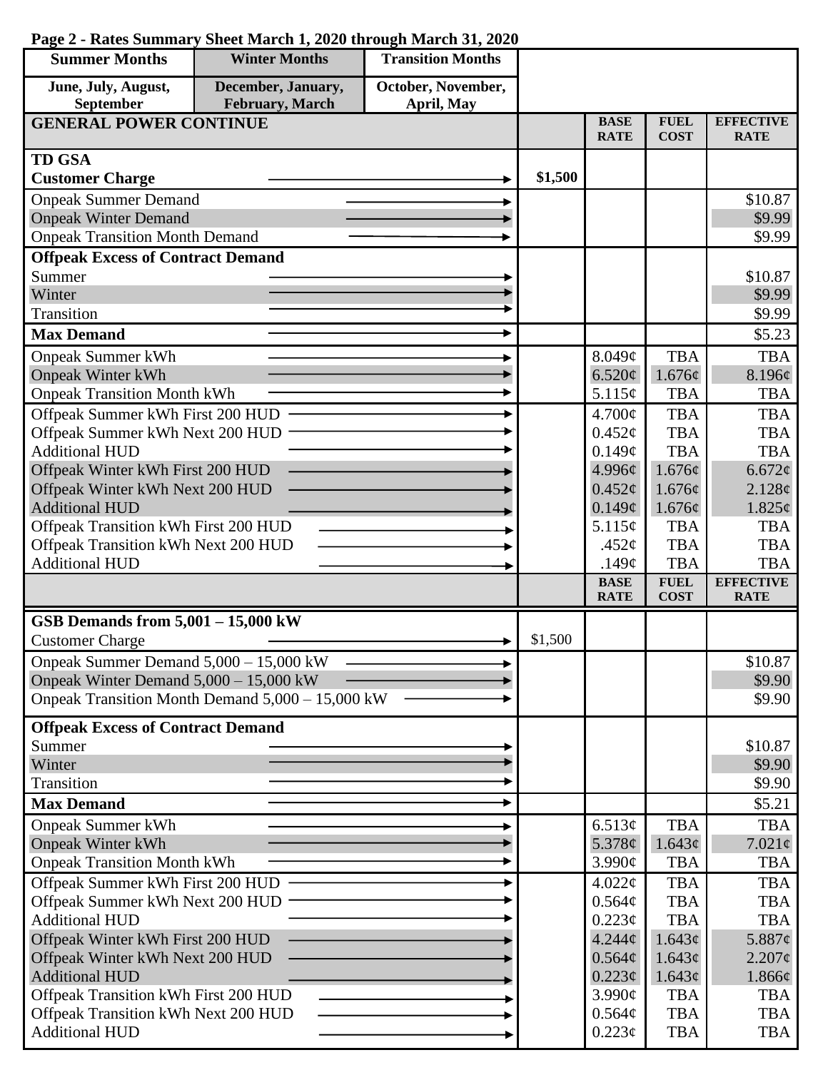**Page 2 - Rates Summary Sheet March 1, 2020 through March 31, 2020**

| Summer Months | Winter Months | Transition Months |
|---|---|---|
| June, July, August, September | December, January, February, March | October, November, April, May |

| GENERAL POWER CONTINUE | | BASE RATE | FUEL COST | EFFECTIVE RATE |
|---|---|---|---|---|
| **TD GSA** | | | | |
| **Customer Charge** | **$1,500** | | | |
| Onpeak Summer Demand | | | | $10.87 |
| Onpeak Winter Demand | | | | $9.99 |
| Onpeak Transition Month Demand | | | | $9.99 |
| **Offpeak Excess of Contract Demand** | | | | |
| Summer | | | | $10.87 |
| Winter | | | | $9.99 |
| Transition | | | | $9.99 |
| **Max Demand** | | | | $5.23 |
| Onpeak Summer kWh | | 8.049¢ | TBA | TBA |
| Onpeak Winter kWh | | 6.520¢ | 1.676¢ | 8.196¢ |
| Onpeak Transition Month kWh | | 5.115¢ | TBA | TBA |
| Offpeak Summer kWh First 200 HUD | | 4.700¢ | TBA | TBA |
| Offpeak Summer kWh Next 200 HUD | | 0.452¢ | TBA | TBA |
| Additional HUD | | 0.149¢ | TBA | TBA |
| Offpeak Winter kWh First 200 HUD | | 4.996¢ | 1.676¢ | 6.672¢ |
| Offpeak Winter kWh Next 200 HUD | | 0.452¢ | 1.676¢ | 2.128¢ |
| Additional HUD | | 0.149¢ | 1.676¢ | 1.825¢ |
| Offpeak Transition kWh First 200 HUD | | 5.115¢ | TBA | TBA |
| Offpeak Transition kWh Next 200 HUD | | .452¢ | TBA | TBA |
| Additional HUD | | .149¢ | TBA | TBA |
| | | **BASE RATE** | **FUEL COST** | **EFFECTIVE RATE** |
| **GSB Demands from 5,001 – 15,000 kW** | | | | |
| Customer Charge | $1,500 | | | |
| Onpeak Summer Demand 5,000 – 15,000 kW | | | | $10.87 |
| Onpeak Winter Demand 5,000 – 15,000 kW | | | | $9.90 |
| Onpeak Transition Month Demand 5,000 – 15,000 kW | | | | $9.90 |
| **Offpeak Excess of Contract Demand** | | | | |
| Summer | | | | $10.87 |
| Winter | | | | $9.90 |
| Transition | | | | $9.90 |
| **Max Demand** | | | | $5.21 |
| Onpeak Summer kWh | | 6.513¢ | TBA | TBA |
| Onpeak Winter kWh | | 5.378¢ | 1.643¢ | 7.021¢ |
| Onpeak Transition Month kWh | | 3.990¢ | TBA | TBA |
| Offpeak Summer kWh First 200 HUD | | 4.022¢ | TBA | TBA |
| Offpeak Summer kWh Next 200 HUD | | 0.564¢ | TBA | TBA |
| Additional HUD | | 0.223¢ | TBA | TBA |
| Offpeak Winter kWh First 200 HUD | | 4.244¢ | 1.643¢ | 5.887¢ |
| Offpeak Winter kWh Next 200 HUD | | 0.564¢ | 1.643¢ | 2.207¢ |
| Additional HUD | | 0.223¢ | 1.643¢ | 1.866¢ |
| Offpeak Transition kWh First 200 HUD | | 3.990¢ | TBA | TBA |
| Offpeak Transition kWh Next 200 HUD | | 0.564¢ | TBA | TBA |
| Additional HUD | | 0.223¢ | TBA | TBA |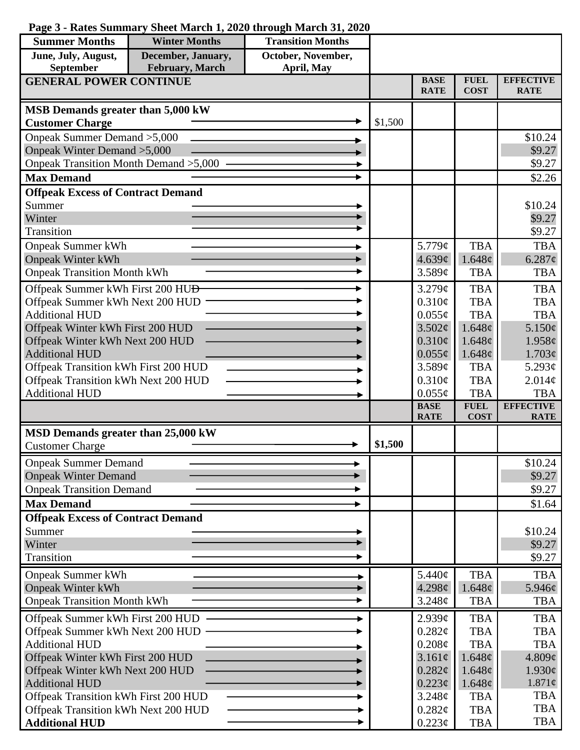**Page 3 - Rates Summary Sheet March 1, 2020 through March 31, 2020**

| Summer Months | Winter Months | Transition Months |
|---|---|---|
| June, July, August, September | December, January, February, March | October, November, April, May |

| GENERAL POWER CONTINUE | | BASE RATE | FUEL COST | EFFECTIVE RATE |
|---|---|---|---|---|
| **MSB Demands greater than 5,000 kW** | | | | |
| **Customer Charge** | $1,500 | | | |
| Onpeak Summer Demand >5,000 | | | | $10.24 |
| Onpeak Winter Demand >5,000 | | | | $9.27 |
| Onpeak Transition Month Demand >5,000 | | | | $9.27 |
| **Max Demand** | | | | $2.26 |
| **Offpeak Excess of Contract Demand** | | | | |
| Summer | | | | $10.24 |
| Winter | | | | $9.27 |
| Transition | | | | $9.27 |
| Onpeak Summer kWh | | 5.779¢ | TBA | TBA |
| Onpeak Winter kWh | | 4.639¢ | 1.648¢ | 6.287¢ |
| Onpeak Transition Month kWh | | 3.589¢ | TBA | TBA |
| Offpeak Summer kWh First 200 HUD | | 3.279¢ | TBA | TBA |
| Offpeak Summer kWh Next 200 HUD | | 0.310¢ | TBA | TBA |
| Additional HUD | | 0.055¢ | TBA | TBA |
| Offpeak Winter kWh First 200 HUD | | 3.502¢ | 1.648¢ | 5.150¢ |
| Offpeak Winter kWh Next 200 HUD | | 0.310¢ | 1.648¢ | 1.958¢ |
| Additional HUD | | 0.055¢ | 1.648¢ | 1.703¢ |
| Offpeak Transition kWh First 200 HUD | | 3.589¢ | TBA | 5.293¢ |
| Offpeak Transition kWh Next 200 HUD | | 0.310¢ | TBA | 2.014¢ |
| Additional HUD | | 0.055¢ | TBA | TBA |

| | | BASE RATE | FUEL COST | EFFECTIVE RATE |
|---|---|---|---|---|
| **MSD Demands greater than 25,000 kW** | | | | |
| Customer Charge | **$1,500** | | | |
| Onpeak Summer Demand | | | | $10.24 |
| Onpeak Winter Demand | | | | $9.27 |
| Onpeak Transition Demand | | | | $9.27 |
| **Max Demand** | | | | $1.64 |
| **Offpeak Excess of Contract Demand** | | | | |
| Summer | | | | $10.24 |
| Winter | | | | $9.27 |
| Transition | | | | $9.27 |
| Onpeak Summer kWh | | 5.440¢ | TBA | TBA |
| Onpeak Winter kWh | | 4.298¢ | 1.648¢ | 5.946¢ |
| Onpeak Transition Month kWh | | 3.248¢ | TBA | TBA |
| Offpeak Summer kWh First 200 HUD | | 2.939¢ | TBA | TBA |
| Offpeak Summer kWh Next 200 HUD | | 0.282¢ | TBA | TBA |
| Additional HUD | | 0.208¢ | TBA | TBA |
| Offpeak Winter kWh First 200 HUD | | 3.161¢ | 1.648¢ | 4.809¢ |
| Offpeak Winter kWh Next 200 HUD | | 0.282¢ | 1.648¢ | 1.930¢ |
| Additional HUD | | 0.223¢ | 1.648¢ | 1.871¢ |
| Offpeak Transition kWh First 200 HUD | | 3.248¢ | TBA | TBA |
| Offpeak Transition kWh Next 200 HUD | | 0.282¢ | TBA | TBA |
| **Additional HUD** | | 0.223¢ | TBA | TBA |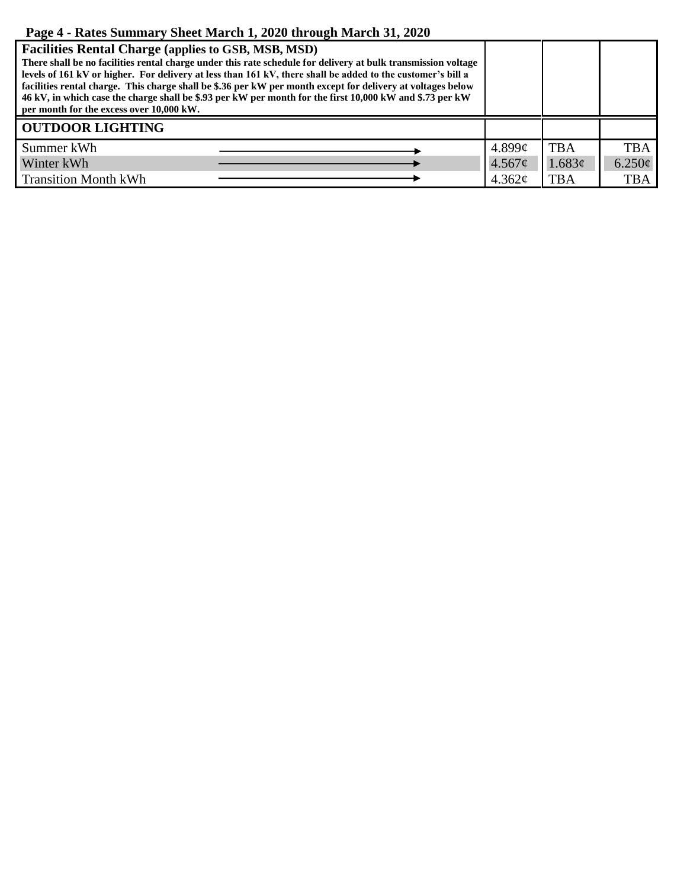**Page 4 - Rates Summary Sheet March 1, 2020 through March 31, 2020**

| | | | |
|---|---|---|---|
| **Facilities Rental Charge (applies to GSB, MSB, MSD)**<br>**There shall be no facilities rental charge under this rate schedule for delivery at bulk transmission voltage levels of 161 kV or higher. For delivery at less than 161 kV, there shall be added to the customer's bill a facilities rental charge. This charge shall be $.36 per kW per month except for delivery at voltages below 46 kV, in which case the charge shall be $.93 per kW per month for the first 10,000 kW and $.73 per kW per month for the excess over 10,000 kW.** | | | |
| **OUTDOOR LIGHTING** | | | |
| Summer kWh ⟶ | 4.899¢ | TBA | TBA |
| Winter kWh ⟶ | 4.567¢ | 1.683¢ | 6.250¢ |
| Transition Month kWh ⟶ | 4.362¢ | TBA | TBA |